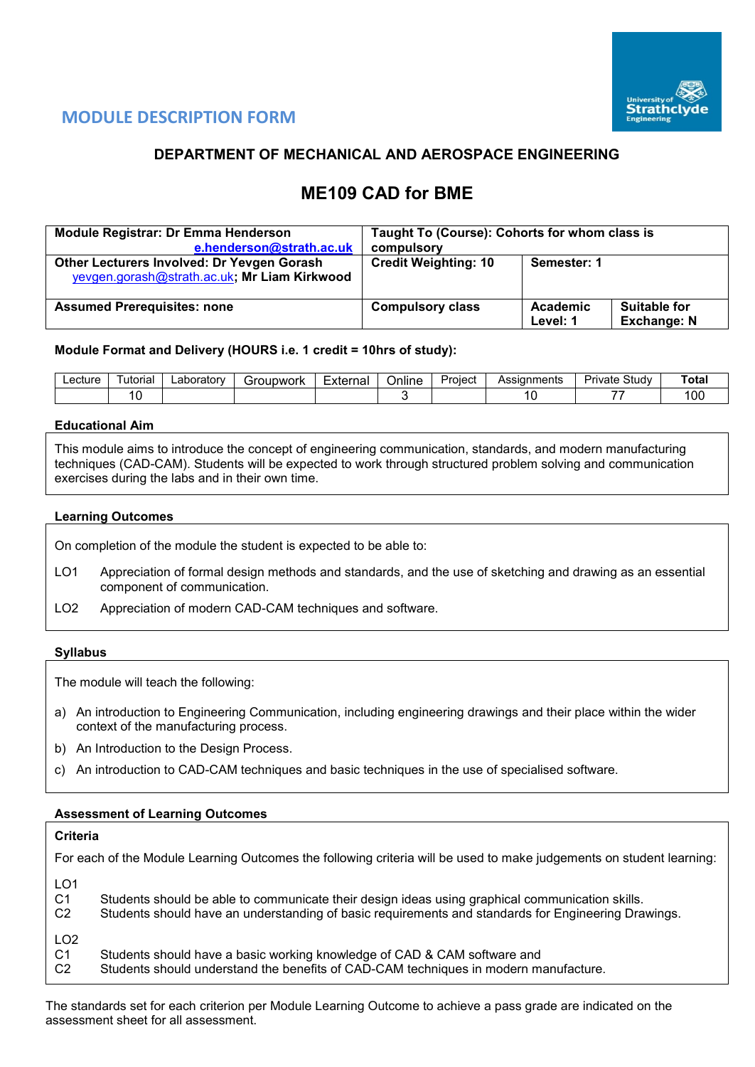## MODULE DESCRIPTION FORM

### DEPARTMENT OF MECHANICAL AND AEROSPACE ENGINEERING

# ME109 CAD for BME

| | | | |
|---|---|---|---|
| **Module Registrar: Dr Emma Henderson** e.henderson@strath.ac.uk | **Taught To (Course): Cohorts for whom class is compulsory** | | |
| **Other Lecturers Involved: Dr Yevgen Gorash** yevgen.gorash@strath.ac.uk; **Mr Liam Kirkwood** | **Credit Weighting: 10** | **Semester: 1** | |
| **Assumed Prerequisites: none** | **Compulsory class** | **Academic Level: 1** | **Suitable for Exchange: N** |

**Module Format and Delivery (HOURS i.e. 1 credit = 10hrs of study):**

| Lecture | Tutorial | Laboratory | Groupwork | External | Online | Project | Assignments | Private Study | **Total** |
|---|---|---|---|---|---|---|---|---|---|
| | 10 | | | | 3 | | 10 | 77 | 100 |

**Educational Aim**

This module aims to introduce the concept of engineering communication, standards, and modern manufacturing techniques (CAD-CAM). Students will be expected to work through structured problem solving and communication exercises during the labs and in their own time.

**Learning Outcomes**

On completion of the module the student is expected to be able to:

LO1 Appreciation of formal design methods and standards, and the use of sketching and drawing as an essential component of communication.

LO2 Appreciation of modern CAD-CAM techniques and software.

**Syllabus**

The module will teach the following:

a) An introduction to Engineering Communication, including engineering drawings and their place within the wider context of the manufacturing process.

b) An Introduction to the Design Process.

c) An introduction to CAD-CAM techniques and basic techniques in the use of specialised software.

**Assessment of Learning Outcomes**

**Criteria**

For each of the Module Learning Outcomes the following criteria will be used to make judgements on student learning:

LO1
C1 Students should be able to communicate their design ideas using graphical communication skills.
C2 Students should have an understanding of basic requirements and standards for Engineering Drawings.

LO2
C1 Students should have a basic working knowledge of CAD & CAM software and
C2 Students should understand the benefits of CAD-CAM techniques in modern manufacture.

The standards set for each criterion per Module Learning Outcome to achieve a pass grade are indicated on the assessment sheet for all assessment.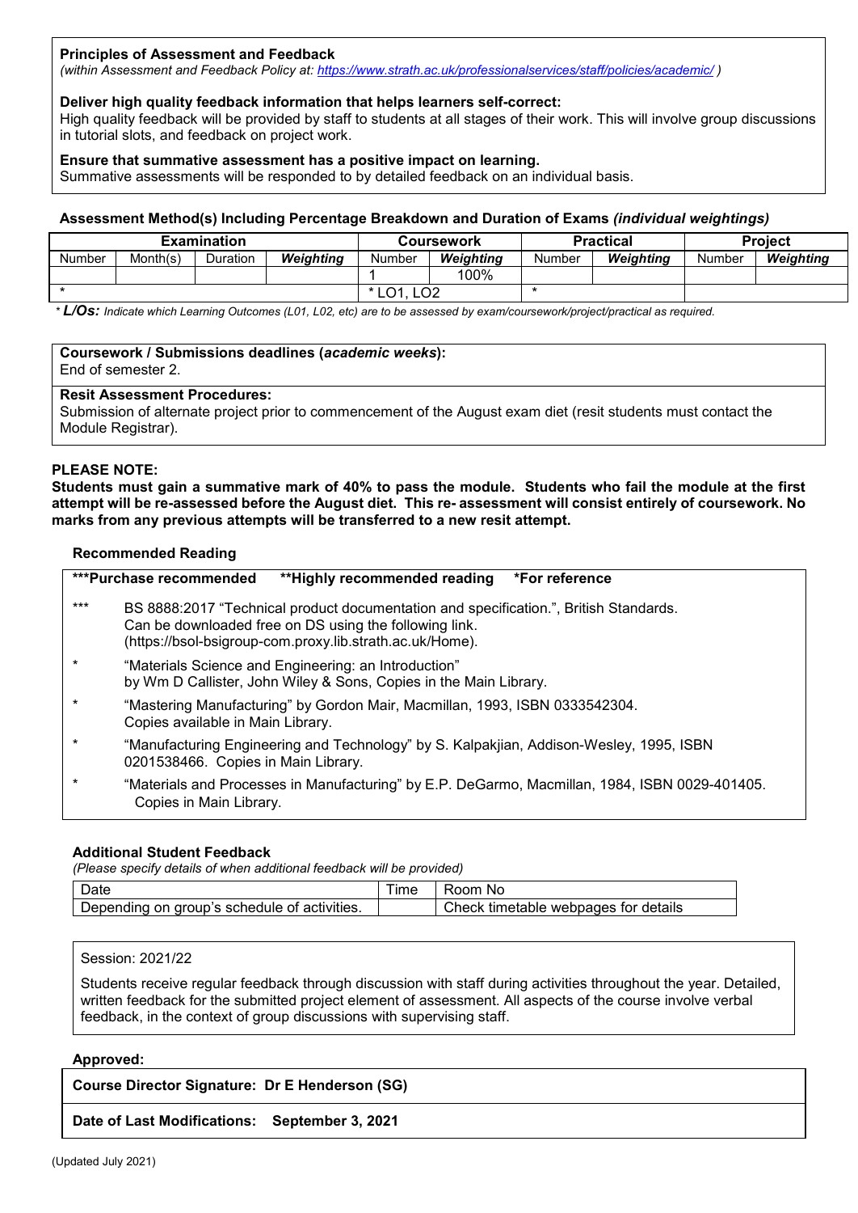**Principles of Assessment and Feedback**
*(within Assessment and Feedback Policy at: https://www.strath.ac.uk/professionalservices/staff/policies/academic/ )*

**Deliver high quality feedback information that helps learners self-correct:**
High quality feedback will be provided by staff to students at all stages of their work. This will involve group discussions in tutorial slots, and feedback on project work.

**Ensure that summative assessment has a positive impact on learning.**
Summative assessments will be responded to by detailed feedback on an individual basis.

**Assessment Method(s) Including Percentage Breakdown and Duration of Exams** ***(individual weightings)***

| Examination | | | | Coursework | | Practical | | Project | |
|---|---|---|---|---|---|---|---|---|---|
| Number | Month(s) | Duration | ***Weighting*** | Number | ***Weighting*** | Number | ***Weighting*** | Number | ***Weighting*** |
| | | | | 1 | 100% | | | | |
| * | | | | * LO1, LO2 | | * | | | |

* ***L/Os:*** *Indicate which Learning Outcomes (L01, L02, etc) are to be assessed by exam/coursework/project/practical as required.*

**Coursework / Submissions deadlines (*academic weeks*):**
End of semester 2.

**Resit Assessment Procedures:**
Submission of alternate project prior to commencement of the August exam diet (resit students must contact the Module Registrar).

**PLEASE NOTE:**
**Students must gain a summative mark of 40% to pass the module. Students who fail the module at the first attempt will be re-assessed before the August diet. This re- assessment will consist entirely of coursework. No marks from any previous attempts will be transferred to a new resit attempt.**

**Recommended Reading**

**\*\*\*Purchase recommended  \*\*Highly recommended reading  \*For reference**

- *** BS 8888:2017 "Technical product documentation and specification.", British Standards. Can be downloaded free on DS using the following link. (https://bsol-bsigroup-com.proxy.lib.strath.ac.uk/Home).
- * "Materials Science and Engineering: an Introduction" by Wm D Callister, John Wiley & Sons, Copies in the Main Library.
- * "Mastering Manufacturing" by Gordon Mair, Macmillan, 1993, ISBN 0333542304. Copies available in Main Library.
- * "Manufacturing Engineering and Technology" by S. Kalpakjian, Addison-Wesley, 1995, ISBN 0201538466. Copies in Main Library.
- * "Materials and Processes in Manufacturing" by E.P. DeGarmo, Macmillan, 1984, ISBN 0029-401405. Copies in Main Library.

**Additional Student Feedback**
*(Please specify details of when additional feedback will be provided)*

| Date | Time | Room No |
|---|---|---|
| Depending on group's schedule of activities. | | Check timetable webpages for details |

Session: 2021/22

Students receive regular feedback through discussion with staff during activities throughout the year. Detailed, written feedback for the submitted project element of assessment. All aspects of the course involve verbal feedback, in the context of group discussions with supervising staff.

**Approved:**

**Course Director Signature: Dr E Henderson (SG)**

**Date of Last Modifications: September 3, 2021**

(Updated July 2021)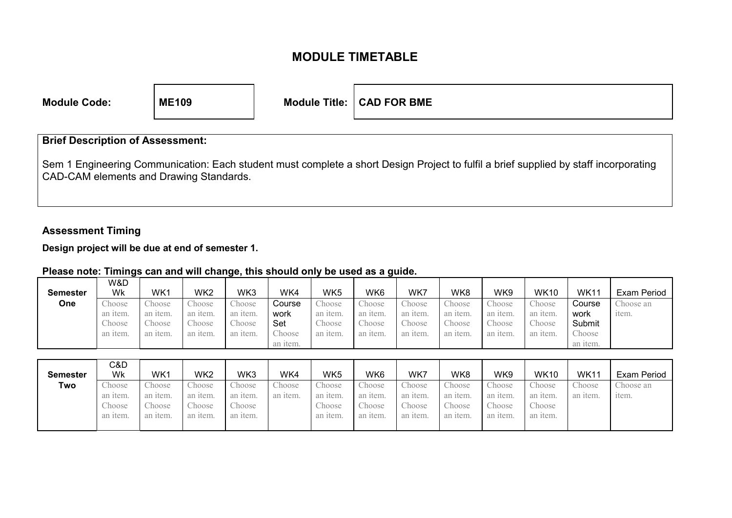# MODULE TIMETABLE

| | | | |
|---|---|---|---|
| **Module Code:** | **ME109** | **Module Title:** | **CAD FOR BME** |

| |
|---|
| **Brief Description of Assessment:**<br><br>Sem 1 Engineering Communication: Each student must complete a short Design Project to fulfil a brief supplied by staff incorporating CAD-CAM elements and Drawing Standards. |

### Assessment Timing

**Design project will be due at end of semester 1.**

**Please note: Timings can and will change, this should only be used as a guide.**

| Semester | W&D Wk | WK1 | WK2 | WK3 | WK4 | WK5 | WK6 | WK7 | WK8 | WK9 | WK10 | WK11 | Exam Period |
|---|---|---|---|---|---|---|---|---|---|---|---|---|---|
| **One** | Choose an item. Choose an item. | Choose an item. Choose an item. | Choose an item. Choose an item. | Choose an item. Choose an item. | Course work Set Choose an item. | Choose an item. Choose an item. | Choose an item. Choose an item. | Choose an item. Choose an item. | Choose an item. Choose an item. | Choose an item. Choose an item. | Choose an item. Choose an item. | Course work Submit Choose an item. | Choose an item. |

| Semester | C&D Wk | WK1 | WK2 | WK3 | WK4 | WK5 | WK6 | WK7 | WK8 | WK9 | WK10 | WK11 | Exam Period |
|---|---|---|---|---|---|---|---|---|---|---|---|---|---|
| **Two** | Choose an item. Choose an item. | Choose an item. Choose an item. | Choose an item. Choose an item. | Choose an item. Choose an item. | Choose an item. | Choose an item. Choose an item. | Choose an item. Choose an item. | Choose an item. Choose an item. | Choose an item. Choose an item. | Choose an item. Choose an item. | Choose an item. Choose an item. | Choose an item. | Choose an item. |